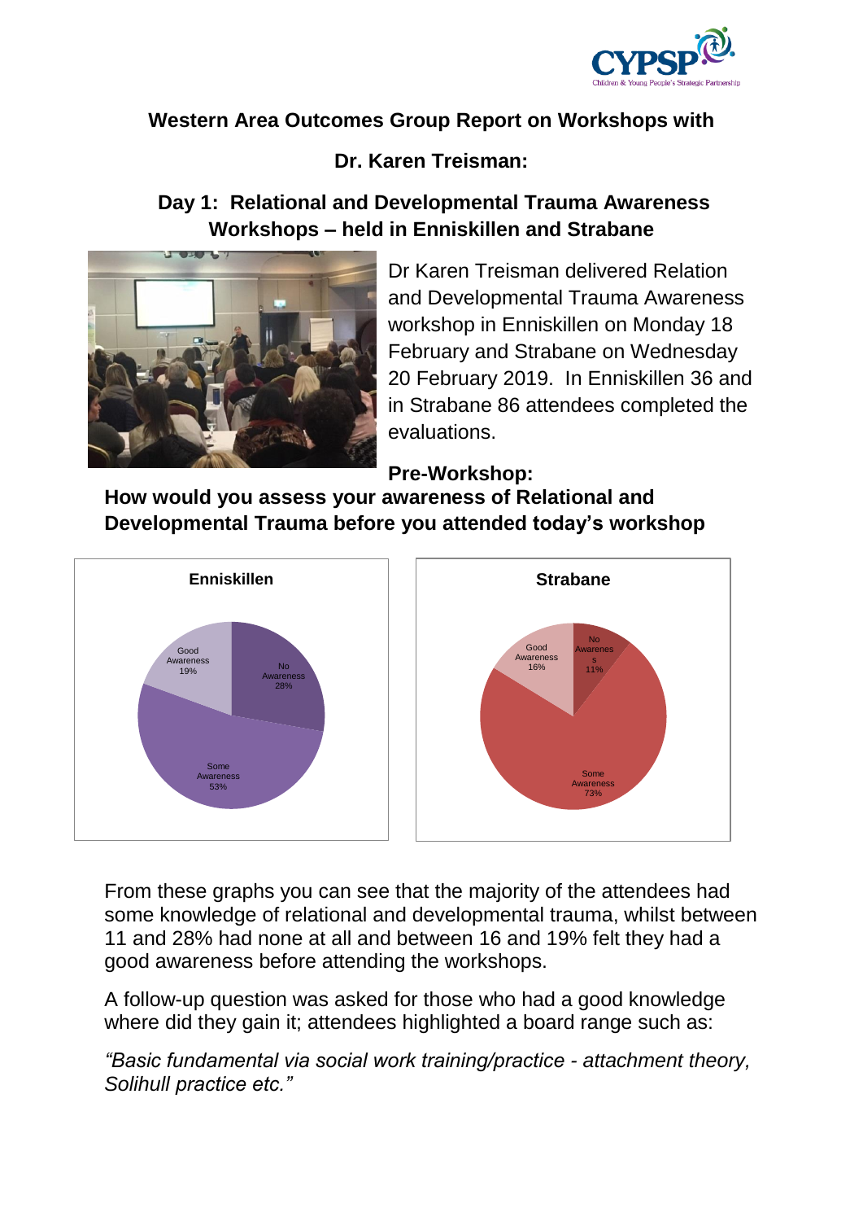# Western Area Outcomes Group Report on Workshops with Dr. Karen Treisman:

## Day 1: Relational and Developmental Trauma Awareness Workshops – held in Enniskillen and Strabane

Dr Karen Treisman delivered Relation and Developmental Trauma Awareness workshop in Enniskillen on Monday 18 February and Strabane on Wednesday 20 February 2019. In Enniskillen 36 and in Strabane 86 attendees completed the evaluations.

**Pre-Workshop:**

**How would you assess your awareness of Relational and Developmental Trauma before you attended today's workshop**

**Enniskillen**

| Response | Percentage |
|---|---|
| No Awareness | 28% |
| Some Awareness | 53% |
| Good Awareness | 19% |

**Strabane**

| Response | Percentage |
|---|---|
| No Awareness | 11% |
| Some Awareness | 73% |
| Good Awareness | 16% |

From these graphs you can see that the majority of the attendees had some knowledge of relational and developmental trauma, whilst between 11 and 28% had none at all and between 16 and 19% felt they had a good awareness before attending the workshops.

A follow-up question was asked for those who had a good knowledge where did they gain it; attendees highlighted a board range such as:

*"Basic fundamental via social work training/practice - attachment theory, Solihull practice etc."*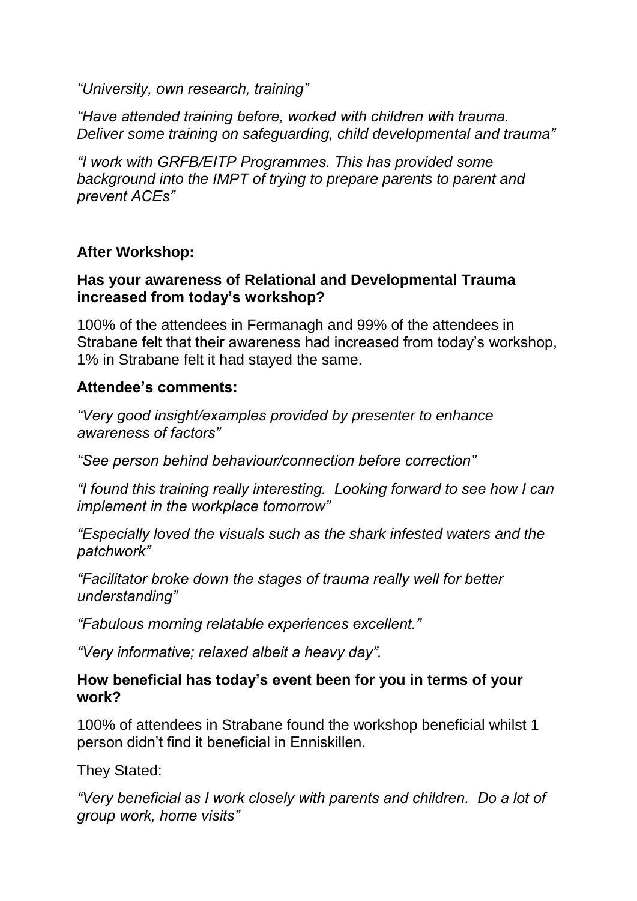*"University, own research, training"*

*"Have attended training before, worked with children with trauma. Deliver some training on safeguarding, child developmental and trauma"*

*"I work with GRFB/EITP Programmes. This has provided some background into the IMPT of trying to prepare parents to parent and prevent ACEs"*

**After Workshop:**

**Has your awareness of Relational and Developmental Trauma increased from today's workshop?**

100% of the attendees in Fermanagh and 99% of the attendees in Strabane felt that their awareness had increased from today's workshop, 1% in Strabane felt it had stayed the same.

**Attendee's comments:**

*"Very good insight/examples provided by presenter to enhance awareness of factors"*

*"See person behind behaviour/connection before correction"*

*"I found this training really interesting. Looking forward to see how I can implement in the workplace tomorrow"*

*"Especially loved the visuals such as the shark infested waters and the patchwork"*

*"Facilitator broke down the stages of trauma really well for better understanding"*

*"Fabulous morning relatable experiences excellent."*

*"Very informative; relaxed albeit a heavy day".*

**How beneficial has today's event been for you in terms of your work?**

100% of attendees in Strabane found the workshop beneficial whilst 1 person didn't find it beneficial in Enniskillen.

They Stated:

*"Very beneficial as I work closely with parents and children. Do a lot of group work, home visits"*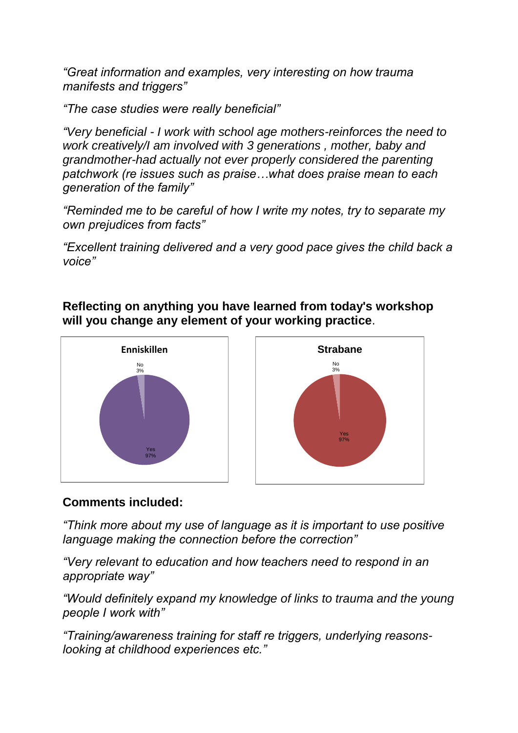*"Great information and examples, very interesting on how trauma manifests and triggers"*

*"The case studies were really beneficial"*

*"Very beneficial - I work with school age mothers-reinforces the need to work creatively/I am involved with 3 generations , mother, baby and grandmother-had actually not ever properly considered the parenting patchwork (re issues such as praise…what does praise mean to each generation of the family"*

*"Reminded me to be careful of how I write my notes, try to separate my own prejudices from facts"*

*"Excellent training delivered and a very good pace gives the child back a voice"*

**Reflecting on anything you have learned from today's workshop will you change any element of your working practice**.

**Enniskillen**

No 3%

Yes 97%

**Strabane**

No 3%

Yes 97%

**Comments included:**

*"Think more about my use of language as it is important to use positive language making the connection before the correction"*

*"Very relevant to education and how teachers need to respond in an appropriate way"*

*"Would definitely expand my knowledge of links to trauma and the young people I work with"*

*"Training/awareness training for staff re triggers, underlying reasons-looking at childhood experiences etc."*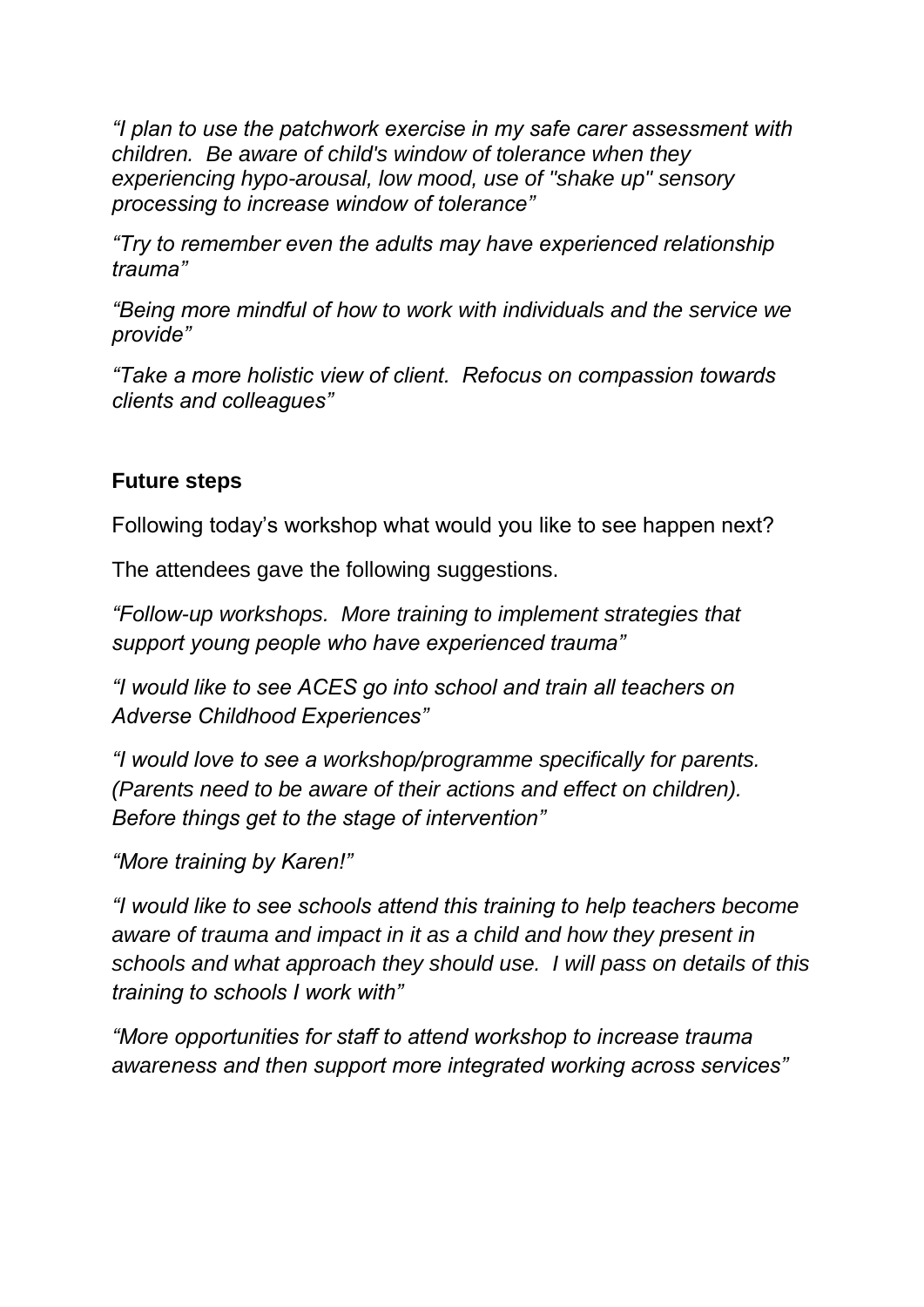*“I plan to use the patchwork exercise in my safe carer assessment with children. Be aware of child's window of tolerance when they experiencing hypo-arousal, low mood, use of "shake up" sensory processing to increase window of tolerance”*

*“Try to remember even the adults may have experienced relationship trauma”*

*“Being more mindful of how to work with individuals and the service we provide”*

*“Take a more holistic view of client. Refocus on compassion towards clients and colleagues”*

**Future steps**

Following today’s workshop what would you like to see happen next?

The attendees gave the following suggestions.

*“Follow-up workshops. More training to implement strategies that support young people who have experienced trauma”*

*“I would like to see ACES go into school and train all teachers on Adverse Childhood Experiences”*

*“I would love to see a workshop/programme specifically for parents. (Parents need to be aware of their actions and effect on children). Before things get to the stage of intervention”*

*“More training by Karen!”*

*“I would like to see schools attend this training to help teachers become aware of trauma and impact in it as a child and how they present in schools and what approach they should use. I will pass on details of this training to schools I work with”*

*“More opportunities for staff to attend workshop to increase trauma awareness and then support more integrated working across services”*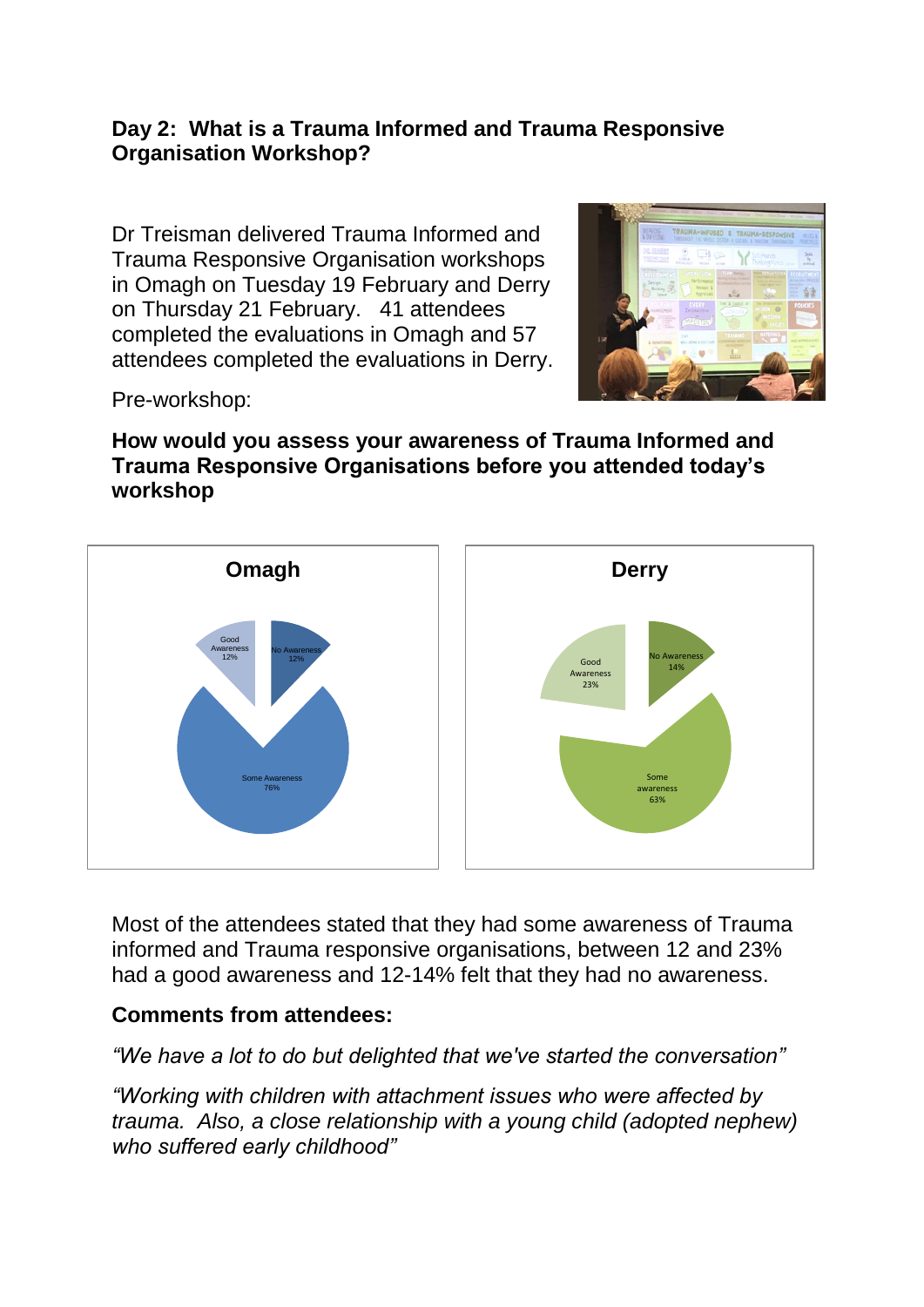**Day 2: What is a Trauma Informed and Trauma Responsive Organisation Workshop?**

Dr Treisman delivered Trauma Informed and Trauma Responsive Organisation workshops in Omagh on Tuesday 19 February and Derry on Thursday 21 February. 41 attendees completed the evaluations in Omagh and 57 attendees completed the evaluations in Derry.

Pre-workshop:

**How would you assess your awareness of Trauma Informed and Trauma Responsive Organisations before you attended today's workshop**

**Omagh**

| Response | % |
|---|---|
| Good Awareness | 12% |
| No Awareness | 12% |
| Some Awareness | 76% |

**Derry**

| Response | % |
|---|---|
| Good Awareness | 23% |
| No Awareness | 14% |
| Some awareness | 63% |

Most of the attendees stated that they had some awareness of Trauma informed and Trauma responsive organisations, between 12 and 23% had a good awareness and 12-14% felt that they had no awareness.

**Comments from attendees:**

*"We have a lot to do but delighted that we've started the conversation"*

*"Working with children with attachment issues who were affected by trauma. Also, a close relationship with a young child (adopted nephew) who suffered early childhood"*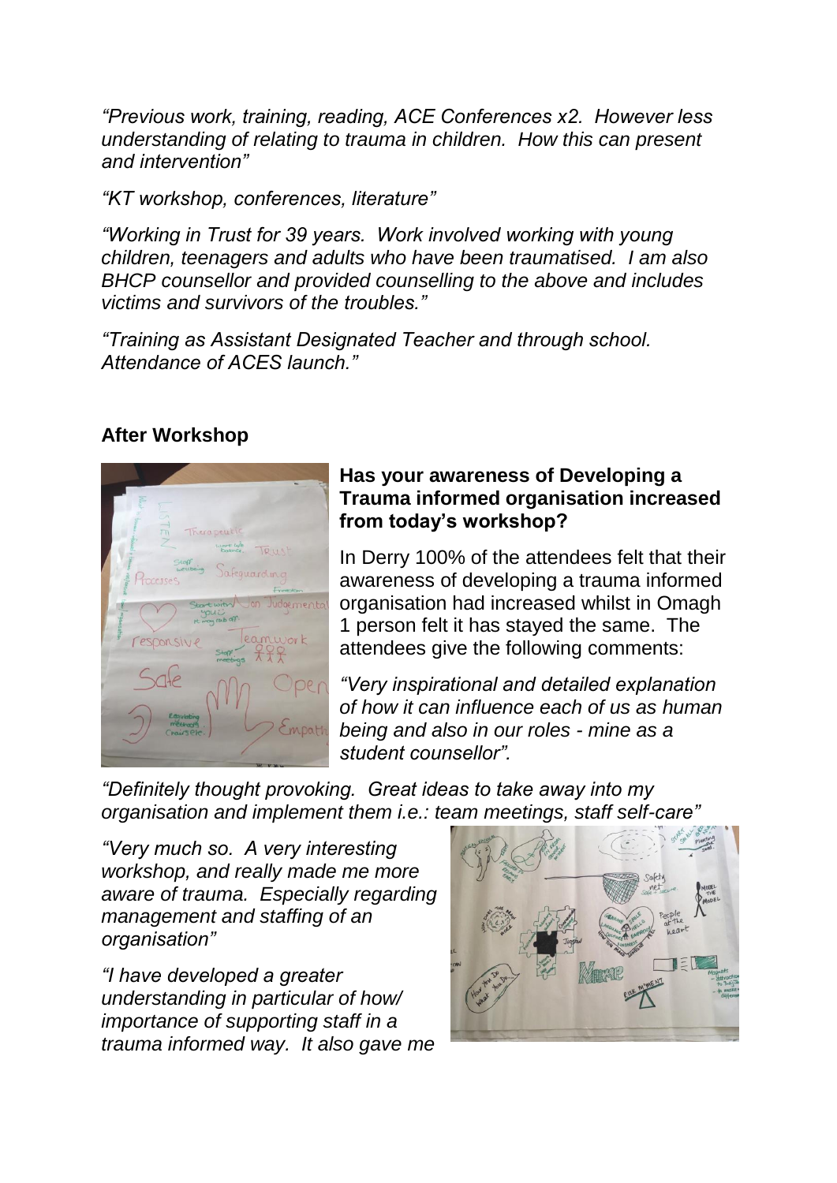*"Previous work, training, reading, ACE Conferences x2. However less understanding of relating to trauma in children. How this can present and intervention"*

*"KT workshop, conferences, literature"*

*"Working in Trust for 39 years. Work involved working with young children, teenagers and adults who have been traumatised. I am also BHCP counsellor and provided counselling to the above and includes victims and survivors of the troubles."*

*"Training as Assistant Designated Teacher and through school. Attendance of ACES launch."*

## After Workshop

### Has your awareness of Developing a Trauma informed organisation increased from today's workshop?

In Derry 100% of the attendees felt that their awareness of developing a trauma informed organisation had increased whilst in Omagh 1 person felt it has stayed the same. The attendees give the following comments:

*"Very inspirational and detailed explanation of how it can influence each of us as human being and also in our roles - mine as a student counsellor".*

*"Definitely thought provoking. Great ideas to take away into my organisation and implement them i.e.: team meetings, staff self-care"*

*"Very much so. A very interesting workshop, and really made me more aware of trauma. Especially regarding management and staffing of an organisation"*

*"I have developed a greater understanding in particular of how/ importance of supporting staff in a trauma informed way. It also gave me*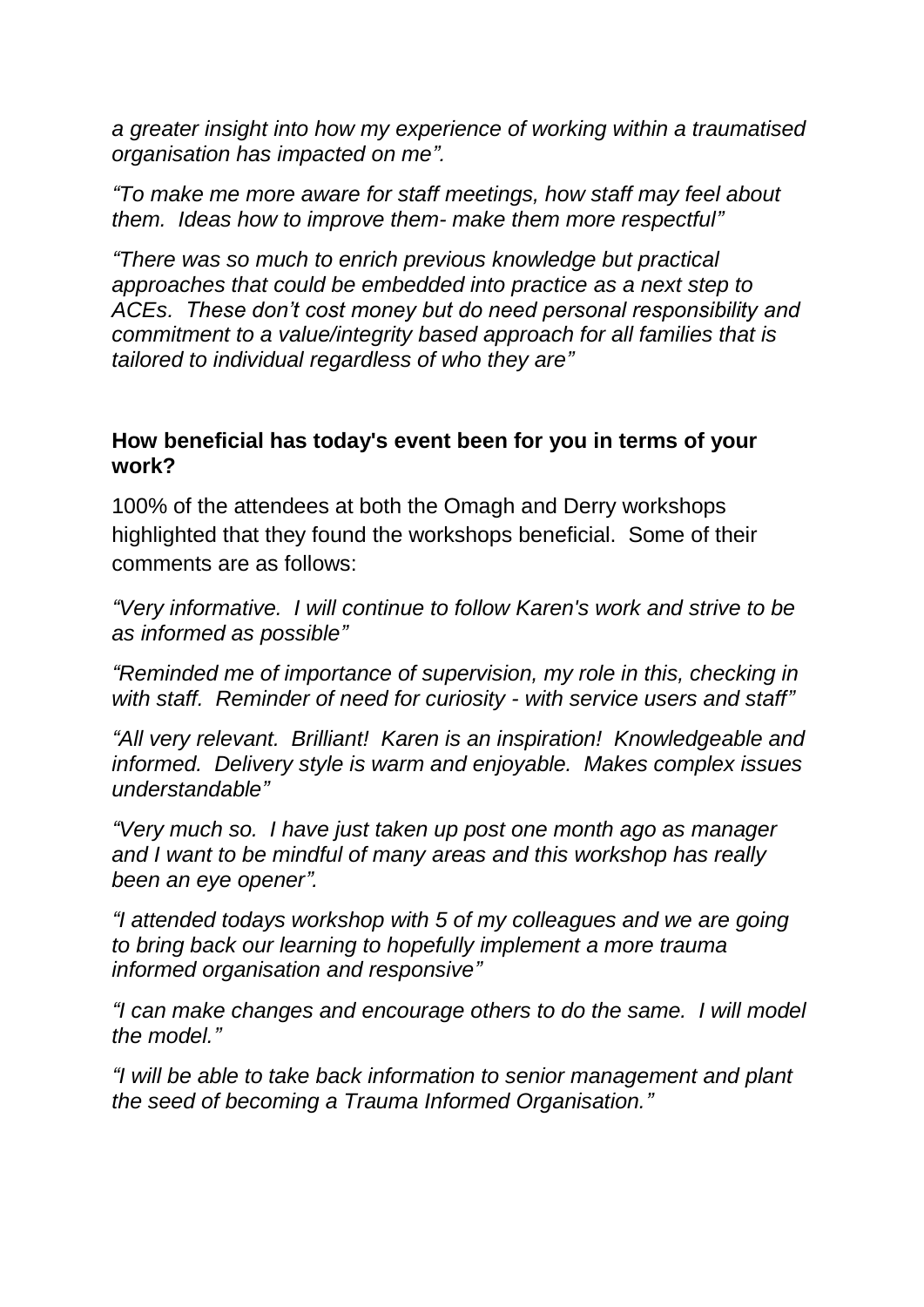*a greater insight into how my experience of working within a traumatised organisation has impacted on me”.*

*“To make me more aware for staff meetings, how staff may feel about them. Ideas how to improve them- make them more respectful”*

*“There was so much to enrich previous knowledge but practical approaches that could be embedded into practice as a next step to ACEs. These don’t cost money but do need personal responsibility and commitment to a value/integrity based approach for all families that is tailored to individual regardless of who they are”*

**How beneficial has today's event been for you in terms of your work?**

100% of the attendees at both the Omagh and Derry workshops highlighted that they found the workshops beneficial. Some of their comments are as follows:

*“Very informative. I will continue to follow Karen's work and strive to be as informed as possible”*

*“Reminded me of importance of supervision, my role in this, checking in with staff. Reminder of need for curiosity - with service users and staff”*

*“All very relevant. Brilliant! Karen is an inspiration! Knowledgeable and informed. Delivery style is warm and enjoyable. Makes complex issues understandable”*

*“Very much so. I have just taken up post one month ago as manager and I want to be mindful of many areas and this workshop has really been an eye opener”.*

*“I attended todays workshop with 5 of my colleagues and we are going to bring back our learning to hopefully implement a more trauma informed organisation and responsive”*

*“I can make changes and encourage others to do the same. I will model the model.”*

*“I will be able to take back information to senior management and plant the seed of becoming a Trauma Informed Organisation.”*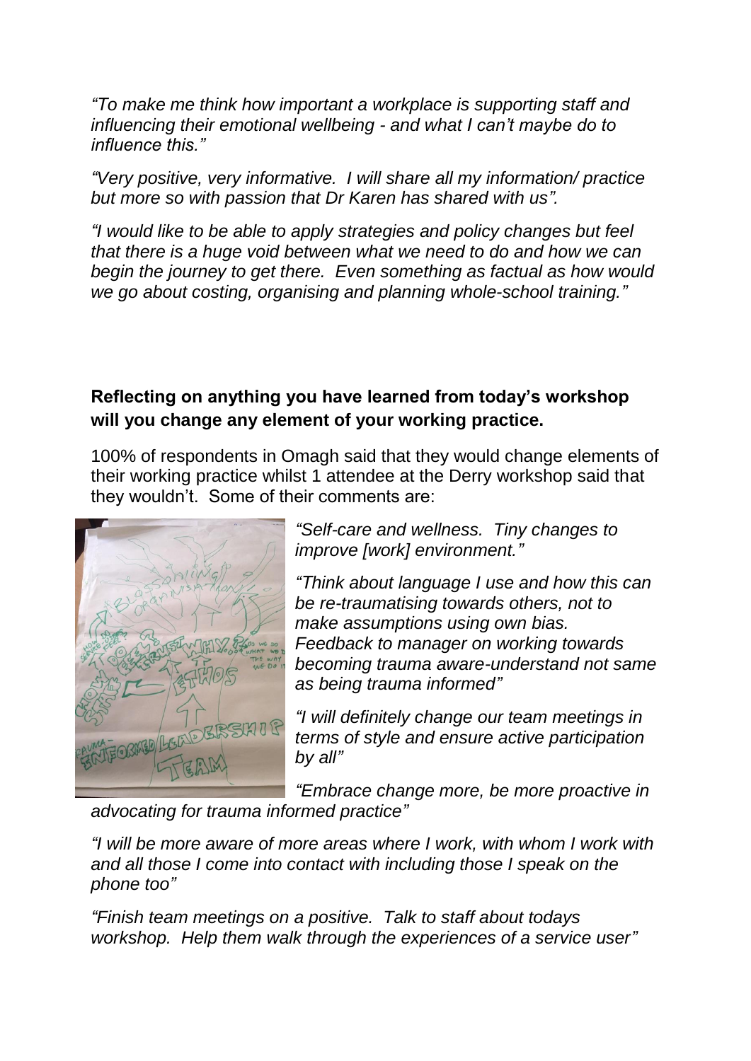*"To make me think how important a workplace is supporting staff and influencing their emotional wellbeing - and what I can't maybe do to influence this."*

*"Very positive, very informative. I will share all my information/ practice but more so with passion that Dr Karen has shared with us".*

*"I would like to be able to apply strategies and policy changes but feel that there is a huge void between what we need to do and how we can begin the journey to get there. Even something as factual as how would we go about costing, organising and planning whole-school training."*

**Reflecting on anything you have learned from today's workshop will you change any element of your working practice.**

100% of respondents in Omagh said that they would change elements of their working practice whilst 1 attendee at the Derry workshop said that they wouldn't. Some of their comments are:

*"Self-care and wellness. Tiny changes to improve [work] environment."*

*"Think about language I use and how this can be re-traumatising towards others, not to make assumptions using own bias. Feedback to manager on working towards becoming trauma aware-understand not same as being trauma informed"*

*"I will definitely change our team meetings in terms of style and ensure active participation by all"*

*"Embrace change more, be more proactive in advocating for trauma informed practice"*

*"I will be more aware of more areas where I work, with whom I work with and all those I come into contact with including those I speak on the phone too"*

*"Finish team meetings on a positive. Talk to staff about todays workshop. Help them walk through the experiences of a service user"*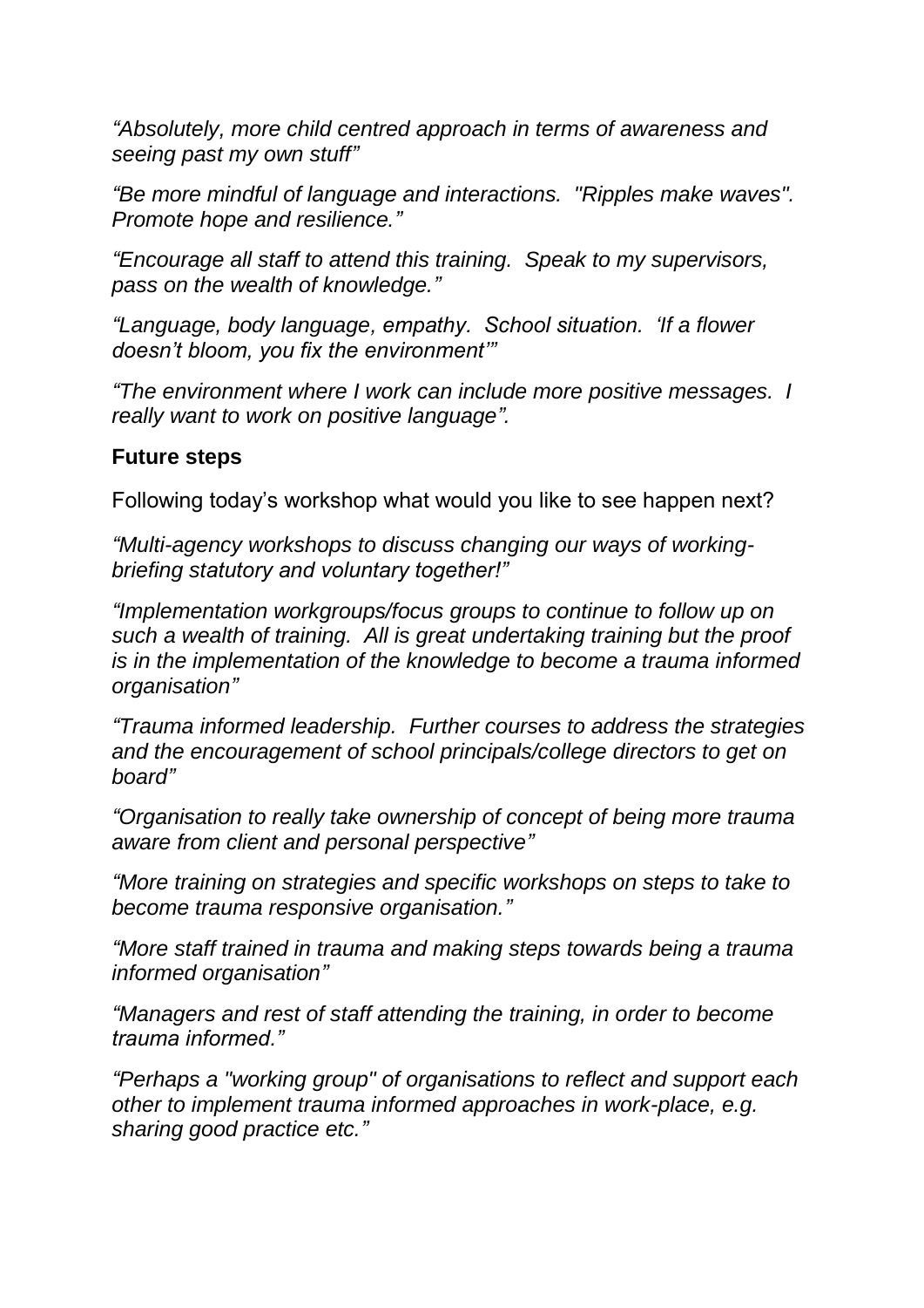*“Absolutely, more child centred approach in terms of awareness and seeing past my own stuff”*

*“Be more mindful of language and interactions. "Ripples make waves". Promote hope and resilience.”*

*“Encourage all staff to attend this training. Speak to my supervisors, pass on the wealth of knowledge.”*

*“Language, body language, empathy. School situation. ‘If a flower doesn’t bloom, you fix the environment’”*

*“The environment where I work can include more positive messages. I really want to work on positive language”.*

**Future steps**

Following today’s workshop what would you like to see happen next?

*“Multi-agency workshops to discuss changing our ways of working- briefing statutory and voluntary together!”*

*“Implementation workgroups/focus groups to continue to follow up on such a wealth of training. All is great undertaking training but the proof is in the implementation of the knowledge to become a trauma informed organisation”*

*“Trauma informed leadership. Further courses to address the strategies and the encouragement of school principals/college directors to get on board”*

*“Organisation to really take ownership of concept of being more trauma aware from client and personal perspective”*

*“More training on strategies and specific workshops on steps to take to become trauma responsive organisation.”*

*“More staff trained in trauma and making steps towards being a trauma informed organisation”*

*“Managers and rest of staff attending the training, in order to become trauma informed.”*

*“Perhaps a "working group" of organisations to reflect and support each other to implement trauma informed approaches in work-place, e.g. sharing good practice etc.”*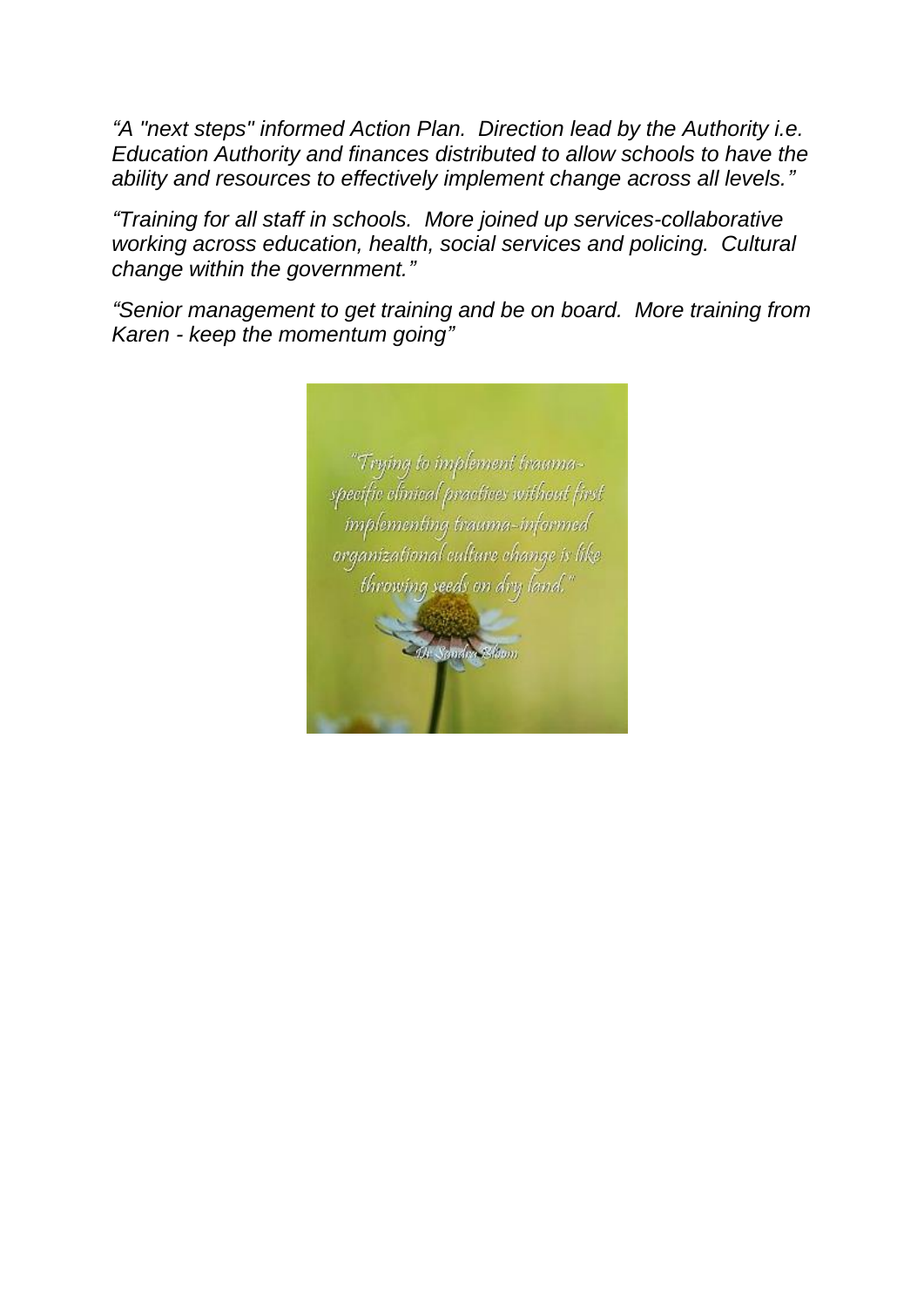*“A "next steps" informed Action Plan. Direction lead by the Authority i.e. Education Authority and finances distributed to allow schools to have the ability and resources to effectively implement change across all levels.”*

*“Training for all staff in schools. More joined up services-collaborative working across education, health, social services and policing. Cultural change within the government.”*

*“Senior management to get training and be on board. More training from Karen - keep the momentum going”*

“Trying to implement trauma-specific clinical practices without first implementing trauma-informed organizational culture change is like throwing seeds on dry land.”

Dr Sandra Bloom